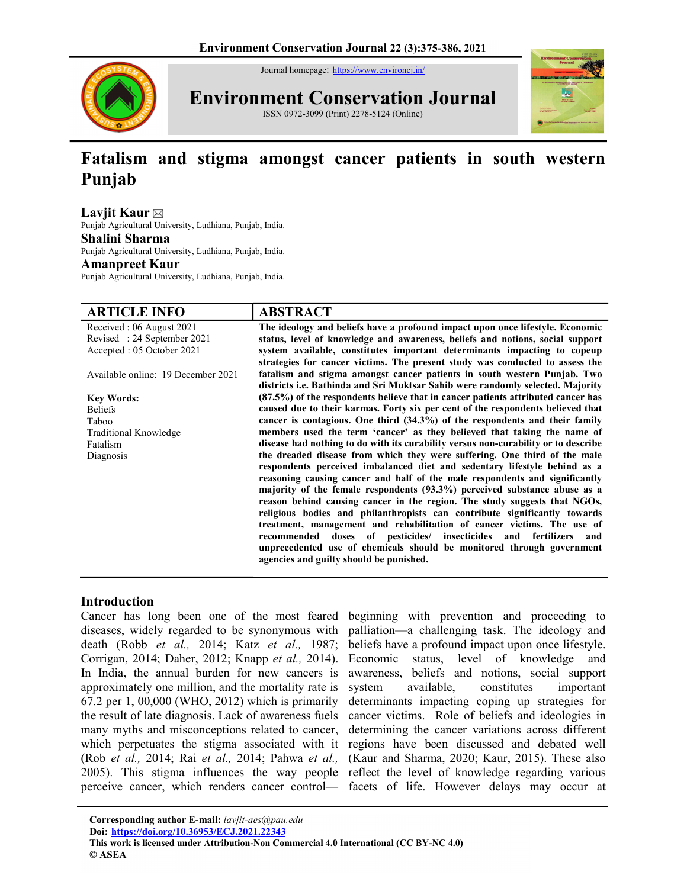Journal homepage: https://www.environcj.in/

# Environment Conservation Journal

ISSN 0972-3099 (Print) 2278-5124 (Online)

# Fatalism and stigma amongst cancer patients in south western Punjab

**Lavjit Kaur** ✉
Punjab Agricultural University, Ludhiana, Punjab, India.

**Shalini Sharma**
Punjab Agricultural University, Ludhiana, Punjab, India.

**Amanpreet Kaur**
Punjab Agricultural University, Ludhiana, Punjab, India.

## ARTICLE INFO

Received : 06 August 2021
Revised : 24 September 2021
Accepted : 05 October 2021

Available online: 19 December 2021

**Key Words:**
Beliefs
Taboo
Traditional Knowledge
Fatalism
Diagnosis

## ABSTRACT

**The ideology and beliefs have a profound impact upon once lifestyle. Economic status, level of knowledge and awareness, beliefs and notions, social support system available, constitutes important determinants impacting to copeup strategies for cancer victims. The present study was conducted to assess the fatalism and stigma amongst cancer patients in south western Punjab. Two districts i.e. Bathinda and Sri Muktsar Sahib were randomly selected. Majority (87.5%) of the respondents believe that in cancer patients attributed cancer has caused due to their karmas. Forty six per cent of the respondents believed that cancer is contagious. One third (34.3%) of the respondents and their family members used the term 'cancer' as they believed that taking the name of disease had nothing to do with its curability versus non-curability or to describe the dreaded disease from which they were suffering. One third of the male respondents perceived imbalanced diet and sedentary lifestyle behind as a reasoning causing cancer and half of the male respondents and significantly majority of the female respondents (93.3%) perceived substance abuse as a reason behind causing cancer in the region. The study suggests that NGOs, religious bodies and philanthropists can contribute significantly towards treatment, management and rehabilitation of cancer victims. The use of recommended doses of pesticides/ insecticides and fertilizers and unprecedented use of chemicals should be monitored through government agencies and guilty should be punished.**

## Introduction

Cancer has long been one of the most feared diseases, widely regarded to be synonymous with death (Robb *et al.,* 2014; Katz *et al.,* 1987; Corrigan, 2014; Daher, 2012; Knapp *et al.,* 2014). In India, the annual burden for new cancers is approximately one million, and the mortality rate is 67.2 per 1, 00,000 (WHO, 2012) which is primarily the result of late diagnosis. Lack of awareness fuels many myths and misconceptions related to cancer, which perpetuates the stigma associated with it (Rob *et al.,* 2014; Rai *et al.,* 2014; Pahwa *et al.,* 2005). This stigma influences the way people perceive cancer, which renders cancer control—beginning with prevention and proceeding to palliation—a challenging task. The ideology and beliefs have a profound impact upon once lifestyle. Economic status, level of knowledge and awareness, beliefs and notions, social support system available, constitutes important determinants impacting coping up strategies for cancer victims. Role of beliefs and ideologies in determining the cancer variations across different regions have been discussed and debated well (Kaur and Sharma, 2020; Kaur, 2015). These also reflect the level of knowledge regarding various facets of life. However delays may occur at

**Corresponding author E-mail:** *lavjit-aes@pau.edu*
**Doi:** https://doi.org/10.36953/ECJ.2021.22343
**This work is licensed under Attribution-Non Commercial 4.0 International (CC BY-NC 4.0)**
**© ASEA**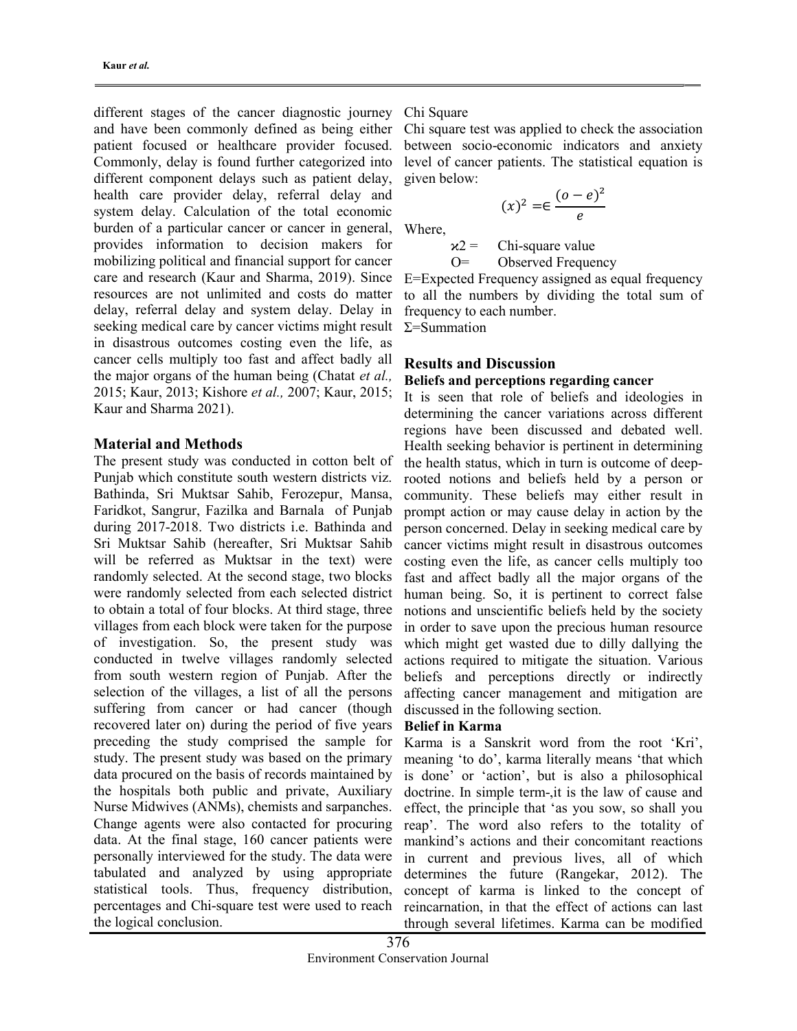different stages of the cancer diagnostic journey and have been commonly defined as being either patient focused or healthcare provider focused. Commonly, delay is found further categorized into different component delays such as patient delay, health care provider delay, referral delay and system delay. Calculation of the total economic burden of a particular cancer or cancer in general, provides information to decision makers for mobilizing political and financial support for cancer care and research (Kaur and Sharma, 2019). Since resources are not unlimited and costs do matter delay, referral delay and system delay. Delay in seeking medical care by cancer victims might result in disastrous outcomes costing even the life, as cancer cells multiply too fast and affect badly all the major organs of the human being (Chatat *et al.,* 2015; Kaur, 2013; Kishore *et al.,* 2007; Kaur, 2015; Kaur and Sharma 2021).

## Material and Methods

The present study was conducted in cotton belt of Punjab which constitute south western districts viz. Bathinda, Sri Muktsar Sahib, Ferozepur, Mansa, Faridkot, Sangrur, Fazilka and Barnala of Punjab during 2017-2018. Two districts i.e. Bathinda and Sri Muktsar Sahib (hereafter, Sri Muktsar Sahib will be referred as Muktsar in the text) were randomly selected. At the second stage, two blocks were randomly selected from each selected district to obtain a total of four blocks. At third stage, three villages from each block were taken for the purpose of investigation. So, the present study was conducted in twelve villages randomly selected from south western region of Punjab. After the selection of the villages, a list of all the persons suffering from cancer or had cancer (though recovered later on) during the period of five years preceding the study comprised the sample for study. The present study was based on the primary data procured on the basis of records maintained by the hospitals both public and private, Auxiliary Nurse Midwives (ANMs), chemists and sarpanches. Change agents were also contacted for procuring data. At the final stage, 160 cancer patients were personally interviewed for the study. The data were tabulated and analyzed by using appropriate statistical tools. Thus, frequency distribution, percentages and Chi-square test were used to reach the logical conclusion.

Chi Square

Chi square test was applied to check the association between socio-economic indicators and anxiety level of cancer patients. The statistical equation is given below:

$$(x)^2 = \in \frac{(o-e)^2}{e}$$

Where,

$\varkappa 2$ = Chi-square value

O= Observed Frequency

E=Expected Frequency assigned as equal frequency to all the numbers by dividing the total sum of frequency to each number.

Σ=Summation

## Results and Discussion

### Beliefs and perceptions regarding cancer

It is seen that role of beliefs and ideologies in determining the cancer variations across different regions have been discussed and debated well. Health seeking behavior is pertinent in determining the health status, which in turn is outcome of deep-rooted notions and beliefs held by a person or community. These beliefs may either result in prompt action or may cause delay in action by the person concerned. Delay in seeking medical care by cancer victims might result in disastrous outcomes costing even the life, as cancer cells multiply too fast and affect badly all the major organs of the human being. So, it is pertinent to correct false notions and unscientific beliefs held by the society in order to save upon the precious human resource which might get wasted due to dilly dallying the actions required to mitigate the situation. Various beliefs and perceptions directly or indirectly affecting cancer management and mitigation are discussed in the following section.

### Belief in Karma

Karma is a Sanskrit word from the root 'Kri', meaning 'to do', karma literally means 'that which is done' or 'action', but is also a philosophical doctrine. In simple term-,it is the law of cause and effect, the principle that 'as you sow, so shall you reap'. The word also refers to the totality of mankind's actions and their concomitant reactions in current and previous lives, all of which determines the future (Rangekar, 2012). The concept of karma is linked to the concept of reincarnation, in that the effect of actions can last through several lifetimes. Karma can be modified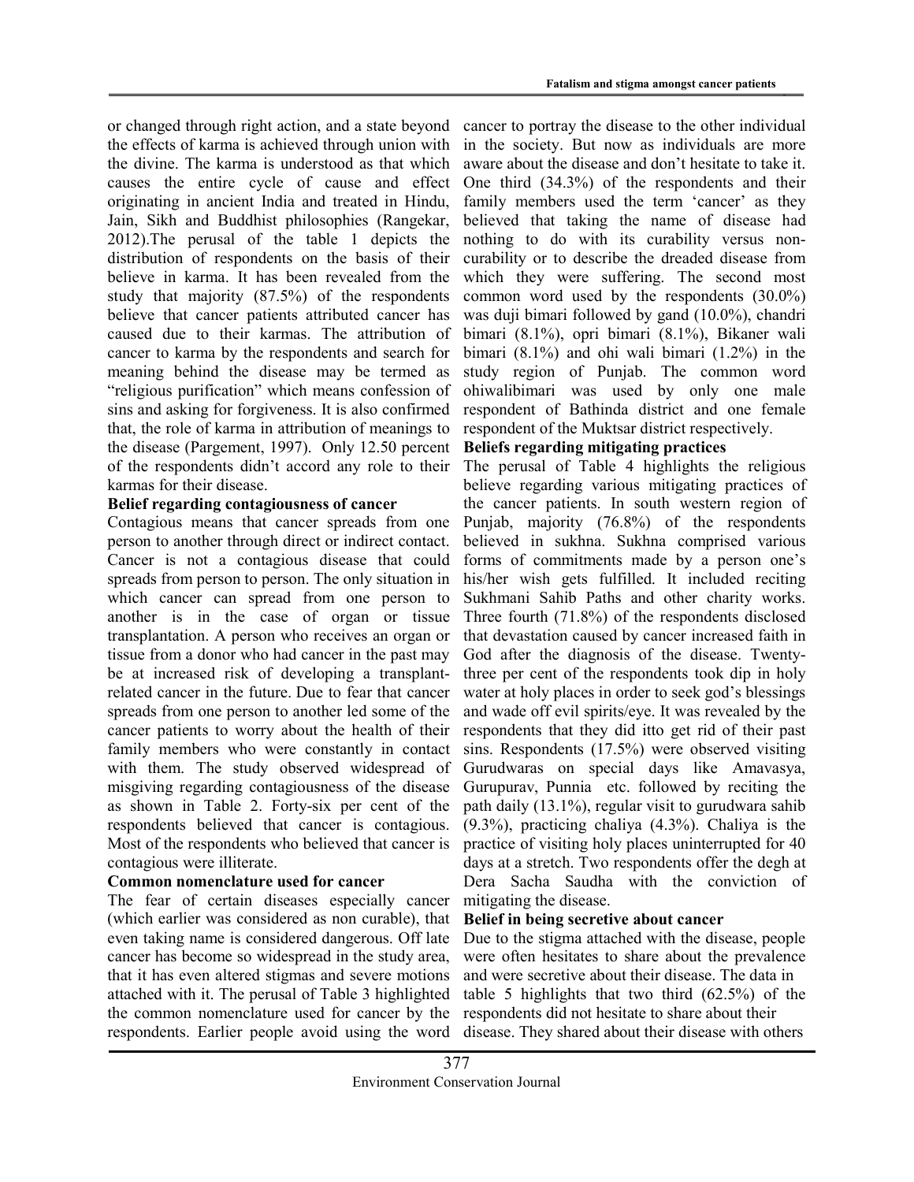or changed through right action, and a state beyond the effects of karma is achieved through union with the divine. The karma is understood as that which causes the entire cycle of cause and effect originating in ancient India and treated in Hindu, Jain, Sikh and Buddhist philosophies (Rangekar, 2012).The perusal of the table 1 depicts the distribution of respondents on the basis of their believe in karma. It has been revealed from the study that majority (87.5%) of the respondents believe that cancer patients attributed cancer has caused due to their karmas. The attribution of cancer to karma by the respondents and search for meaning behind the disease may be termed as "religious purification" which means confession of sins and asking for forgiveness. It is also confirmed that, the role of karma in attribution of meanings to the disease (Pargement, 1997). Only 12.50 percent of the respondents didn't accord any role to their karmas for their disease.

**Belief regarding contagiousness of cancer**

Contagious means that cancer spreads from one person to another through direct or indirect contact. Cancer is not a contagious disease that could spreads from person to person. The only situation in which cancer can spread from one person to another is in the case of organ or tissue transplantation. A person who receives an organ or tissue from a donor who had cancer in the past may be at increased risk of developing a transplant-related cancer in the future. Due to fear that cancer spreads from one person to another led some of the cancer patients to worry about the health of their family members who were constantly in contact with them. The study observed widespread of misgiving regarding contagiousness of the disease as shown in Table 2. Forty-six per cent of the respondents believed that cancer is contagious. Most of the respondents who believed that cancer is contagious were illiterate.

**Common nomenclature used for cancer**

The fear of certain diseases especially cancer (which earlier was considered as non curable), that even taking name is considered dangerous. Off late cancer has become so widespread in the study area, that it has even altered stigmas and severe motions attached with it. The perusal of Table 3 highlighted the common nomenclature used for cancer by the respondents. Earlier people avoid using the word cancer to portray the disease to the other individual in the society. But now as individuals are more aware about the disease and don't hesitate to take it. One third (34.3%) of the respondents and their family members used the term 'cancer' as they believed that taking the name of disease had nothing to do with its curability versus non-curability or to describe the dreaded disease from which they were suffering. The second most common word used by the respondents (30.0%) was duji bimari followed by gand (10.0%), chandri bimari (8.1%), opri bimari (8.1%), Bikaner wali bimari (8.1%) and ohi wali bimari (1.2%) in the study region of Punjab. The common word ohiwalibimari was used by only one male respondent of Bathinda district and one female respondent of the Muktsar district respectively.

**Beliefs regarding mitigating practices**

The perusal of Table 4 highlights the religious believe regarding various mitigating practices of the cancer patients. In south western region of Punjab, majority (76.8%) of the respondents believed in sukhna. Sukhna comprised various forms of commitments made by a person one's his/her wish gets fulfilled. It included reciting Sukhmani Sahib Paths and other charity works. Three fourth (71.8%) of the respondents disclosed that devastation caused by cancer increased faith in God after the diagnosis of the disease. Twenty-three per cent of the respondents took dip in holy water at holy places in order to seek god's blessings and wade off evil spirits/eye. It was revealed by the respondents that they did itto get rid of their past sins. Respondents (17.5%) were observed visiting Gurudwaras on special days like Amavasya, Gurupurav, Punnia etc. followed by reciting the path daily (13.1%), regular visit to gurudwara sahib (9.3%), practicing chaliya (4.3%). Chaliya is the practice of visiting holy places uninterrupted for 40 days at a stretch. Two respondents offer the degh at Dera Sacha Saudha with the conviction of mitigating the disease.

**Belief in being secretive about cancer**

Due to the stigma attached with the disease, people were often hesitates to share about the prevalence and were secretive about their disease. The data in table 5 highlights that two third (62.5%) of the respondents did not hesitate to share about their disease. They shared about their disease with others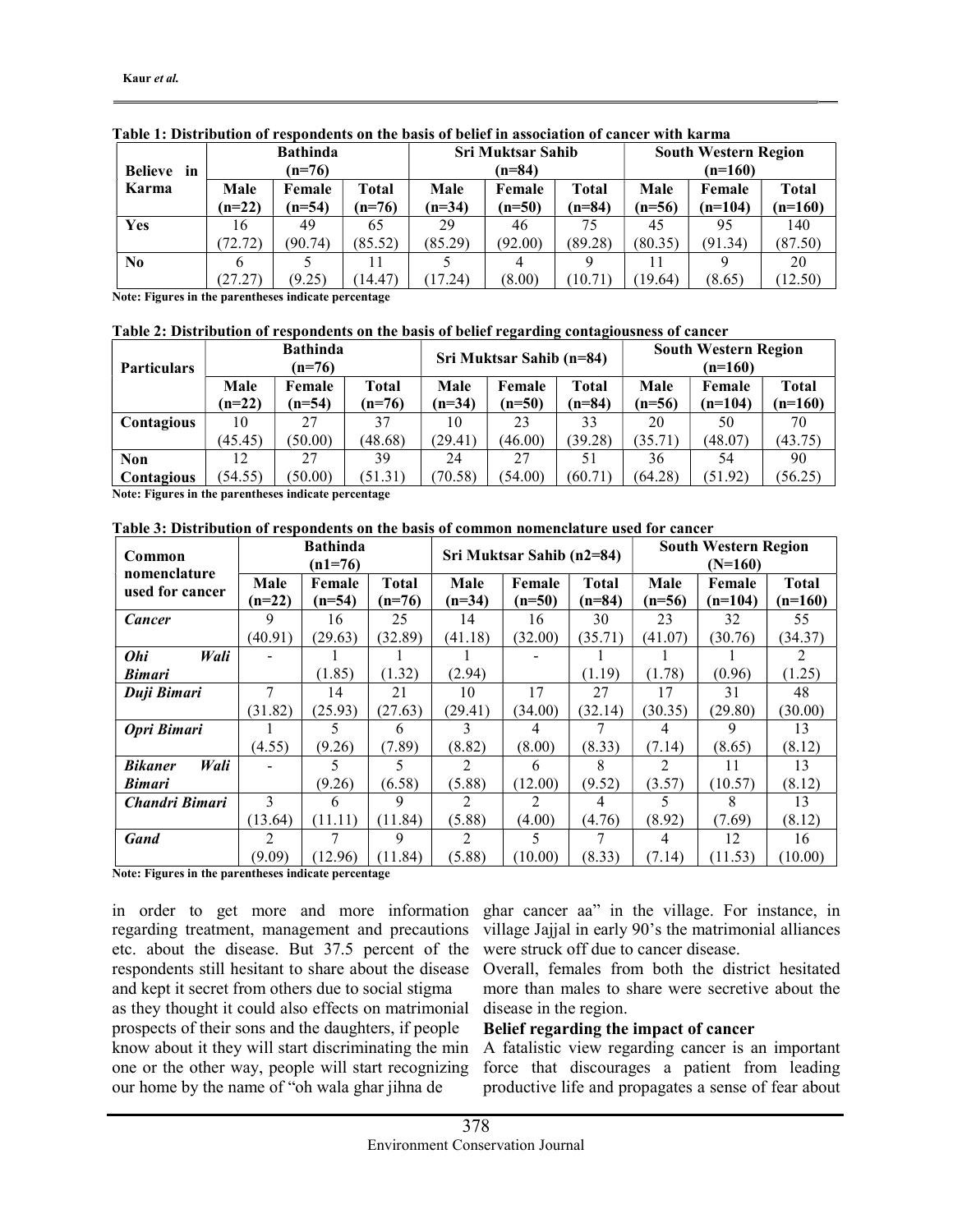**Table 1: Distribution of respondents on the basis of belief in association of cancer with karma**

| Believe in Karma | Bathinda (n=76) | | | Sri Muktsar Sahib (n=84) | | | South Western Region (n=160) | | |
|---|---|---|---|---|---|---|---|---|---|
| | Male (n=22) | Female (n=54) | Total (n=76) | Male (n=34) | Female (n=50) | Total (n=84) | Male (n=56) | Female (n=104) | Total (n=160) |
| **Yes** | 16 (72.72) | 49 (90.74) | 65 (85.52) | 29 (85.29) | 46 (92.00) | 75 (89.28) | 45 (80.35) | 95 (91.34) | 140 (87.50) |
| **No** | 6 (27.27) | 5 (9.25) | 11 (14.47) | 5 (17.24) | 4 (8.00) | 9 (10.71) | 11 (19.64) | 9 (8.65) | 20 (12.50) |

**Note: Figures in the parentheses indicate percentage**

**Table 2: Distribution of respondents on the basis of belief regarding contagiousness of cancer**

| Particulars | Bathinda (n=76) | | | Sri Muktsar Sahib (n=84) | | | South Western Region (n=160) | | |
|---|---|---|---|---|---|---|---|---|---|
| | Male (n=22) | Female (n=54) | Total (n=76) | Male (n=34) | Female (n=50) | Total (n=84) | Male (n=56) | Female (n=104) | Total (n=160) |
| **Contagious** | 10 (45.45) | 27 (50.00) | 37 (48.68) | 10 (29.41) | 23 (46.00) | 33 (39.28) | 20 (35.71) | 50 (48.07) | 70 (43.75) |
| **Non Contagious** | 12 (54.55) | 27 (50.00) | 39 (51.31) | 24 (70.58) | 27 (54.00) | 51 (60.71) | 36 (64.28) | 54 (51.92) | 90 (56.25) |

**Note: Figures in the parentheses indicate percentage**

**Table 3: Distribution of respondents on the basis of common nomenclature used for cancer**

| Common nomenclature used for cancer | Bathinda (n1=76) | | | Sri Muktsar Sahib (n2=84) | | | South Western Region (N=160) | | |
|---|---|---|---|---|---|---|---|---|---|
| | Male (n=22) | Female (n=54) | Total (n=76) | Male (n=34) | Female (n=50) | Total (n=84) | Male (n=56) | Female (n=104) | Total (n=160) |
| ***Cancer*** | 9 (40.91) | 16 (29.63) | 25 (32.89) | 14 (41.18) | 16 (32.00) | 30 (35.71) | 23 (41.07) | 32 (30.76) | 55 (34.37) |
| ***Ohi Wali Bimari*** | - | 1 (1.85) | 1 (1.32) | 1 (2.94) | - | 1 (1.19) | 1 (1.78) | 1 (0.96) | 2 (1.25) |
| ***Duji Bimari*** | 7 (31.82) | 14 (25.93) | 21 (27.63) | 10 (29.41) | 17 (34.00) | 27 (32.14) | 17 (30.35) | 31 (29.80) | 48 (30.00) |
| ***Opri Bimari*** | 1 (4.55) | 5 (9.26) | 6 (7.89) | 3 (8.82) | 4 (8.00) | 7 (8.33) | 4 (7.14) | 9 (8.65) | 13 (8.12) |
| ***Bikaner Wali Bimari*** | - | 5 (9.26) | 5 (6.58) | 2 (5.88) | 6 (12.00) | 8 (9.52) | 2 (3.57) | 11 (10.57) | 13 (8.12) |
| ***Chandri Bimari*** | 3 (13.64) | 6 (11.11) | 9 (11.84) | 2 (5.88) | 2 (4.00) | 4 (4.76) | 5 (8.92) | 8 (7.69) | 13 (8.12) |
| ***Gand*** | 2 (9.09) | 7 (12.96) | 9 (11.84) | 2 (5.88) | 5 (10.00) | 7 (8.33) | 4 (7.14) | 12 (11.53) | 16 (10.00) |

**Note: Figures in the parentheses indicate percentage**

in order to get more and more information regarding treatment, management and precautions etc. about the disease. But 37.5 percent of the respondents still hesitant to share about the disease and kept it secret from others due to social stigma as they thought it could also effects on matrimonial prospects of their sons and the daughters, if people know about it they will start discriminating the min one or the other way, people will start recognizing our home by the name of "oh wala ghar jihna de ghar cancer aa" in the village. For instance, in village Jajjal in early 90's the matrimonial alliances were struck off due to cancer disease.

Overall, females from both the district hesitated more than males to share were secretive about the disease in the region.

**Belief regarding the impact of cancer**

A fatalistic view regarding cancer is an important force that discourages a patient from leading productive life and propagates a sense of fear about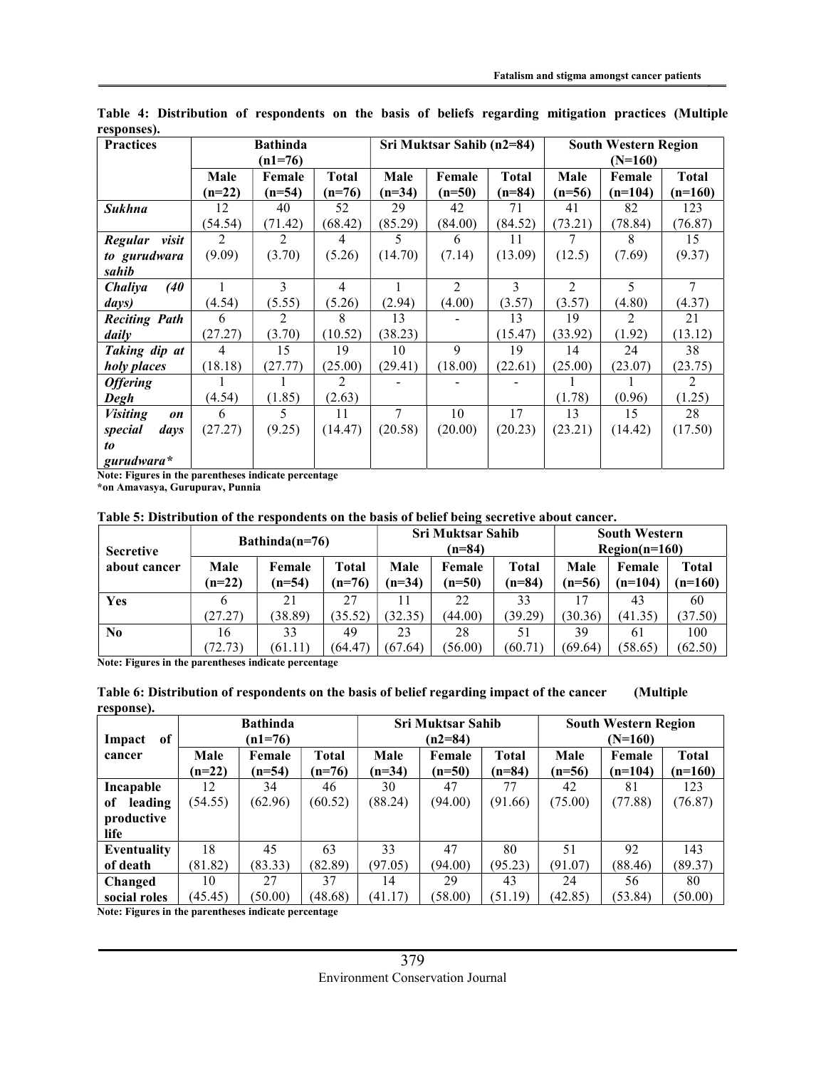**Table 4: Distribution of respondents on the basis of beliefs regarding mitigation practices (Multiple responses).**

| Practices | Bathinda (n1=76) | | | Sri Muktsar Sahib (n2=84) | | | South Western Region (N=160) | | |
|---|---|---|---|---|---|---|---|---|---|
| | Male (n=22) | Female (n=54) | Total (n=76) | Male (n=34) | Female (n=50) | Total (n=84) | Male (n=56) | Female (n=104) | Total (n=160) |
| ***Sukhna*** | 12 (54.54) | 40 (71.42) | 52 (68.42) | 29 (85.29) | 42 (84.00) | 71 (84.52) | 41 (73.21) | 82 (78.84) | 123 (76.87) |
| ***Regular visit to gurudwara sahib*** | 2 (9.09) | 2 (3.70) | 4 (5.26) | 5 (14.70) | 6 (7.14) | 11 (13.09) | 7 (12.5) | 8 (7.69) | 15 (9.37) |
| ***Chaliya (40 days)*** | 1 (4.54) | 3 (5.55) | 4 (5.26) | 1 (2.94) | 2 (4.00) | 3 (3.57) | 2 (3.57) | 5 (4.80) | 7 (4.37) |
| ***Reciting Path daily*** | 6 (27.27) | 2 (3.70) | 8 (10.52) | 13 (38.23) | - | 13 (15.47) | 19 (33.92) | 2 (1.92) | 21 (13.12) |
| ***Taking dip at holy places*** | 4 (18.18) | 15 (27.77) | 19 (25.00) | 10 (29.41) | 9 (18.00) | 19 (22.61) | 14 (25.00) | 24 (23.07) | 38 (23.75) |
| ***Offering Degh*** | 1 (4.54) | 1 (1.85) | 2 (2.63) | - | - | - | 1 (1.78) | 1 (0.96) | 2 (1.25) |
| ***Visiting on special days to gurudwara**** | 6 (27.27) | 5 (9.25) | 11 (14.47) | 7 (20.58) | 10 (20.00) | 17 (20.23) | 13 (23.21) | 15 (14.42) | 28 (17.50) |

**Note: Figures in the parentheses indicate percentage**
***on Amavasya, Gurupurav, Punnia**

**Table 5: Distribution of the respondents on the basis of belief being secretive about cancer.**

| Secretive about cancer | Bathinda(n=76) | | | Sri Muktsar Sahib (n=84) | | | South Western Region(n=160) | | |
|---|---|---|---|---|---|---|---|---|---|
| | Male (n=22) | Female (n=54) | Total (n=76) | Male (n=34) | Female (n=50) | Total (n=84) | Male (n=56) | Female (n=104) | Total (n=160) |
| **Yes** | 6 (27.27) | 21 (38.89) | 27 (35.52) | 11 (32.35) | 22 (44.00) | 33 (39.29) | 17 (30.36) | 43 (41.35) | 60 (37.50) |
| **No** | 16 (72.73) | 33 (61.11) | 49 (64.47) | 23 (67.64) | 28 (56.00) | 51 (60.71) | 39 (69.64) | 61 (58.65) | 100 (62.50) |

**Note: Figures in the parentheses indicate percentage**

**Table 6: Distribution of respondents on the basis of belief regarding impact of the cancer (Multiple response).**

| Impact of cancer | Bathinda (n1=76) | | | Sri Muktsar Sahib (n2=84) | | | South Western Region (N=160) | | |
|---|---|---|---|---|---|---|---|---|---|
| | Male (n=22) | Female (n=54) | Total (n=76) | Male (n=34) | Female (n=50) | Total (n=84) | Male (n=56) | Female (n=104) | Total (n=160) |
| **Incapable of leading productive life** | 12 (54.55) | 34 (62.96) | 46 (60.52) | 30 (88.24) | 47 (94.00) | 77 (91.66) | 42 (75.00) | 81 (77.88) | 123 (76.87) |
| **Eventuality of death** | 18 (81.82) | 45 (83.33) | 63 (82.89) | 33 (97.05) | 47 (94.00) | 80 (95.23) | 51 (91.07) | 92 (88.46) | 143 (89.37) |
| **Changed social roles** | 10 (45.45) | 27 (50.00) | 37 (48.68) | 14 (41.17) | 29 (58.00) | 43 (51.19) | 24 (42.85) | 56 (53.84) | 80 (50.00) |

**Note: Figures in the parentheses indicate percentage**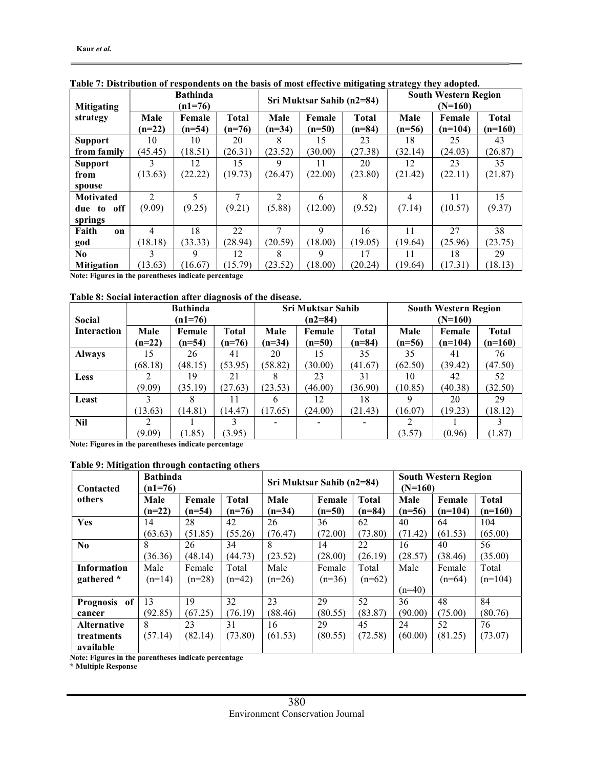**Table 7: Distribution of respondents on the basis of most effective mitigating strategy they adopted.**

| Mitigating strategy | Bathinda (n1=76) | | | Sri Muktsar Sahib (n2=84) | | | South Western Region (N=160) | | |
|---|---|---|---|---|---|---|---|---|---|
| | Male (n=22) | Female (n=54) | Total (n=76) | Male (n=34) | Female (n=50) | Total (n=84) | Male (n=56) | Female (n=104) | Total (n=160) |
| **Support from family** | 10 (45.45) | 10 (18.51) | 20 (26.31) | 8 (23.52) | 15 (30.00) | 23 (27.38) | 18 (32.14) | 25 (24.03) | 43 (26.87) |
| **Support from spouse** | 3 (13.63) | 12 (22.22) | 15 (19.73) | 9 (26.47) | 11 (22.00) | 20 (23.80) | 12 (21.42) | 23 (22.11) | 35 (21.87) |
| **Motivated due to off springs** | 2 (9.09) | 5 (9.25) | 7 (9.21) | 2 (5.88) | 6 (12.00) | 8 (9.52) | 4 (7.14) | 11 (10.57) | 15 (9.37) |
| **Faith on god** | 4 (18.18) | 18 (33.33) | 22 (28.94) | 7 (20.59) | 9 (18.00) | 16 (19.05) | 11 (19.64) | 27 (25.96) | 38 (23.75) |
| **No Mitigation** | 3 (13.63) | 9 (16.67) | 12 (15.79) | 8 (23.52) | 9 (18.00) | 17 (20.24) | 11 (19.64) | 18 (17.31) | 29 (18.13) |

**Note: Figures in the parentheses indicate percentage**

**Table 8: Social interaction after diagnosis of the disease.**

| Social Interaction | Bathinda (n1=76) | | | Sri Muktsar Sahib (n2=84) | | | South Western Region (N=160) | | |
|---|---|---|---|---|---|---|---|---|---|
| | Male (n=22) | Female (n=54) | Total (n=76) | Male (n=34) | Female (n=50) | Total (n=84) | Male (n=56) | Female (n=104) | Total (n=160) |
| **Always** | 15 (68.18) | 26 (48.15) | 41 (53.95) | 20 (58.82) | 15 (30.00) | 35 (41.67) | 35 (62.50) | 41 (39.42) | 76 (47.50) |
| **Less** | 2 (9.09) | 19 (35.19) | 21 (27.63) | 8 (23.53) | 23 (46.00) | 31 (36.90) | 10 (10.85) | 42 (40.38) | 52 (32.50) |
| **Least** | 3 (13.63) | 8 (14.81) | 11 (14.47) | 6 (17.65) | 12 (24.00) | 18 (21.43) | 9 (16.07) | 20 (19.23) | 29 (18.12) |
| **Nil** | 2 (9.09) | 1 (1.85) | 3 (3.95) | - | - | - | 2 (3.57) | 1 (0.96) | 3 (1.87) |

**Note: Figures in the parentheses indicate percentage**

**Table 9: Mitigation through contacting others**

| Contacted others | Bathinda (n1=76) | | | Sri Muktsar Sahib (n2=84) | | | South Western Region (N=160) | | |
|---|---|---|---|---|---|---|---|---|---|
| | Male (n=22) | Female (n=54) | Total (n=76) | Male (n=34) | Female (n=50) | Total (n=84) | Male (n=56) | Female (n=104) | Total (n=160) |
| **Yes** | 14 (63.63) | 28 (51.85) | 42 (55.26) | 26 (76.47) | 36 (72.00) | 62 (73.80) | 40 (71.42) | 64 (61.53) | 104 (65.00) |
| **No** | 8 (36.36) | 26 (48.14) | 34 (44.73) | 8 (23.52) | 14 (28.00) | 22 (26.19) | 16 (28.57) | 40 (38.46) | 56 (35.00) |
| **Information gathered *** | Male (n=14) | Female (n=28) | Total (n=42) | Male (n=26) | Female (n=36) | Total (n=62) | Male (n=40) | Female (n=64) | Total (n=104) |
| **Prognosis of cancer** | 13 (92.85) | 19 (67.25) | 32 (76.19) | 23 (88.46) | 29 (80.55) | 52 (83.87) | 36 (90.00) | 48 (75.00) | 84 (80.76) |
| **Alternative treatments available** | 8 (57.14) | 23 (82.14) | 31 (73.80) | 16 (61.53) | 29 (80.55) | 45 (72.58) | 24 (60.00) | 52 (81.25) | 76 (73.07) |

**Note: Figures in the parentheses indicate percentage**
**\* Multiple Response**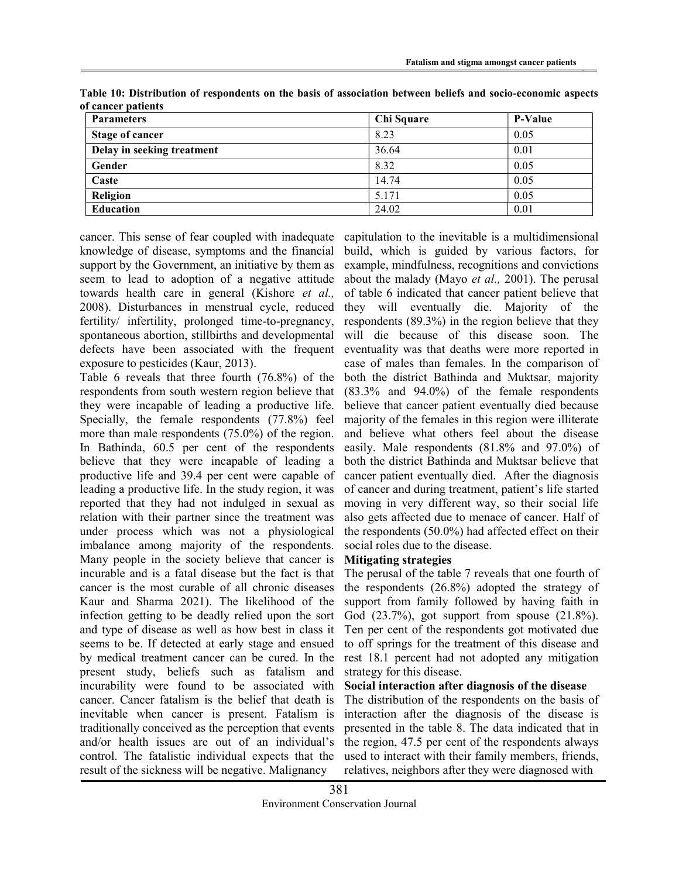**Table 10: Distribution of respondents on the basis of association between beliefs and socio-economic aspects of cancer patients**

| Parameters | Chi Square | P-Value |
| --- | --- | --- |
| **Stage of cancer** | 8.23 | 0.05 |
| **Delay in seeking treatment** | 36.64 | 0.01 |
| **Gender** | 8.32 | 0.05 |
| **Caste** | 14.74 | 0.05 |
| **Religion** | 5.171 | 0.05 |
| **Education** | 24.02 | 0.01 |

cancer. This sense of fear coupled with inadequate knowledge of disease, symptoms and the financial support by the Government, an initiative by them as seem to lead to adoption of a negative attitude towards health care in general (Kishore *et al.,* 2008). Disturbances in menstrual cycle, reduced fertility/ infertility, prolonged time-to-pregnancy, spontaneous abortion, stillbirths and developmental defects have been associated with the frequent exposure to pesticides (Kaur, 2013).

Table 6 reveals that three fourth (76.8%) of the respondents from south western region believe that they were incapable of leading a productive life. Specially, the female respondents (77.8%) feel more than male respondents (75.0%) of the region. In Bathinda, 60.5 per cent of the respondents believe that they were incapable of leading a productive life and 39.4 per cent were capable of leading a productive life. In the study region, it was reported that they had not indulged in sexual as relation with their partner since the treatment was under process which was not a physiological imbalance among majority of the respondents. Many people in the society believe that cancer is incurable and is a fatal disease but the fact is that cancer is the most curable of all chronic diseases Kaur and Sharma 2021). The likelihood of the infection getting to be deadly relied upon the sort and type of disease as well as how best in class it seems to be. If detected at early stage and ensued by medical treatment cancer can be cured. In the present study, beliefs such as fatalism and incurability were found to be associated with cancer. Cancer fatalism is the belief that death is inevitable when cancer is present. Fatalism is traditionally conceived as the perception that events and/or health issues are out of an individual's control. The fatalistic individual expects that the result of the sickness will be negative. Malignancy capitulation to the inevitable is a multidimensional build, which is guided by various factors, for example, mindfulness, recognitions and convictions about the malady (Mayo *et al.,* 2001). The perusal of table 6 indicated that cancer patient believe that they will eventually die. Majority of the respondents (89.3%) in the region believe that they will die because of this disease soon. The eventuality was that deaths were more reported in case of males than females. In the comparison of both the district Bathinda and Muktsar, majority (83.3% and 94.0%) of the female respondents believe that cancer patient eventually died because majority of the females in this region were illiterate and believe what others feel about the disease easily. Male respondents (81.8% and 97.0%) of both the district Bathinda and Muktsar believe that cancer patient eventually died. After the diagnosis of cancer and during treatment, patient's life started moving in very different way, so their social life also gets affected due to menace of cancer. Half of the respondents (50.0%) had affected effect on their social roles due to the disease.

**Mitigating strategies**

The perusal of the table 7 reveals that one fourth of the respondents (26.8%) adopted the strategy of support from family followed by having faith in God (23.7%), got support from spouse (21.8%). Ten per cent of the respondents got motivated due to off springs for the treatment of this disease and rest 18.1 percent had not adopted any mitigation strategy for this disease.

**Social interaction after diagnosis of the disease**

The distribution of the respondents on the basis of interaction after the diagnosis of the disease is presented in the table 8. The data indicated that in the region, 47.5 per cent of the respondents always used to interact with their family members, friends, relatives, neighbors after they were diagnosed with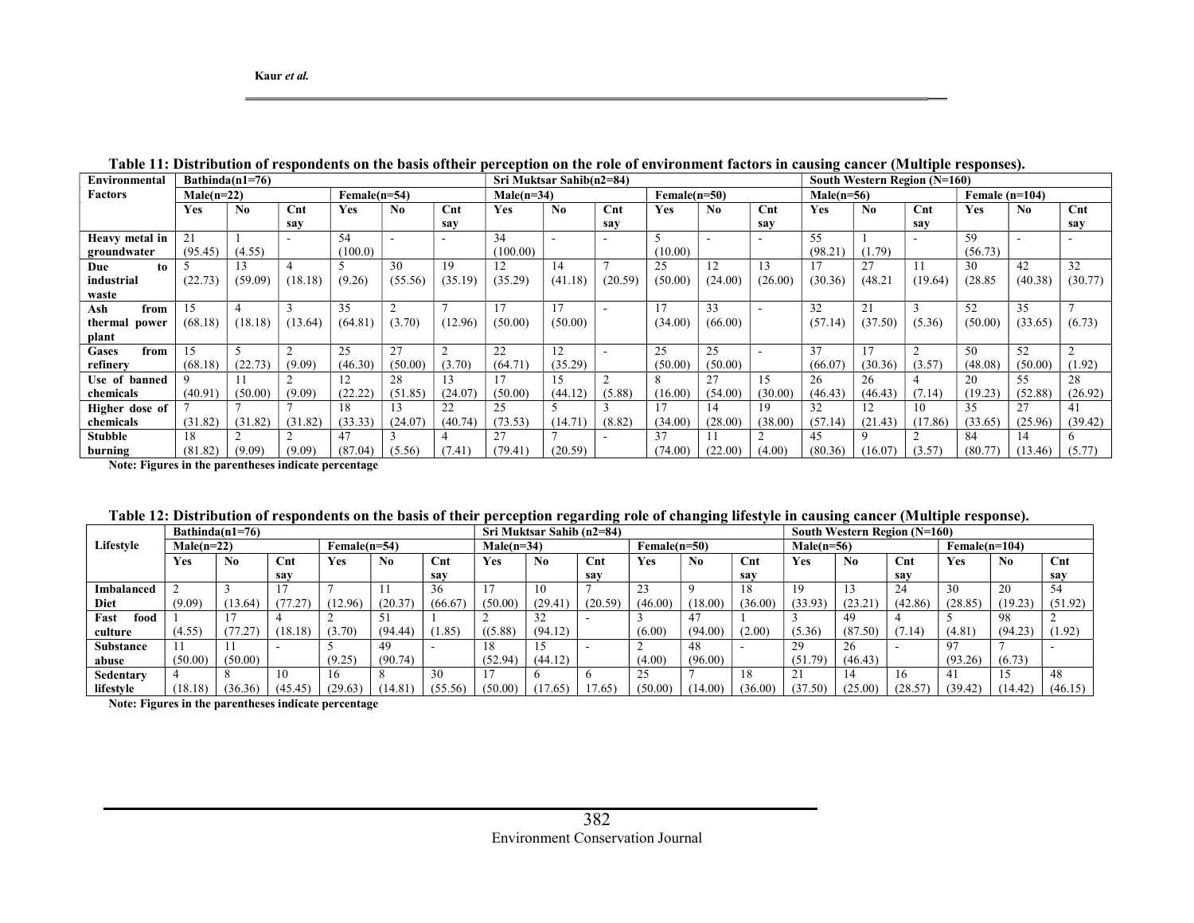**Table 11: Distribution of respondents on the basis oftheir perception on the role of environment factors in causing cancer (Multiple responses).**

| Environmental Factors | Bathinda(n1=76) | | | | | | Sri Muktsar Sahib(n2=84) | | | | | | South Western Region (N=160) | | | | | |
|---|---|---|---|---|---|---|---|---|---|---|---|---|---|---|---|---|---|---|
| | Male(n=22) | | | Female(n=54) | | | Male(n=34) | | | Female(n=50) | | | Male(n=56) | | | Female (n=104) | | |
| | Yes | No | Cnt say | Yes | No | Cnt say | Yes | No | Cnt say | Yes | No | Cnt say | Yes | No | Cnt say | Yes | No | Cnt say |
| Heavy metal in groundwater | 21 (95.45) | 1 (4.55) | - | 54 (100.0) | - | - | 34 (100.00) | - | - | 5 (10.00) | - | - | 55 (98.21) | 1 (1.79) | - | 59 (56.73) | - | - |
| Due to industrial waste | 5 (22.73) | 13 (59.09) | 4 (18.18) | 5 (9.26) | 30 (55.56) | 19 (35.19) | 12 (35.29) | 14 (41.18) | 7 (20.59) | 25 (50.00) | 12 (24.00) | 13 (26.00) | 17 (30.36) | 27 (48.21 | 11 (19.64) | 30 (28.85) | 42 (40.38) | 32 (30.77) |
| Ash from thermal power plant | 15 (68.18) | 4 (18.18) | 3 (13.64) | 35 (64.81) | 2 (3.70) | 7 (12.96) | 17 (50.00) | 17 (50.00) | - | 17 (34.00) | 33 (66.00) | - | 32 (57.14) | 21 (37.50) | 3 (5.36) | 52 (50.00) | 35 (33.65) | 7 (6.73) |
| Gases from refinery | 15 (68.18) | 5 (22.73) | 2 (9.09) | 25 (46.30) | 27 (50.00) | 2 (3.70) | 22 (64.71) | 12 (35.29) | - | 25 (50.00) | 25 (50.00) | - | 37 (66.07) | 17 (30.36) | 2 (3.57) | 50 (48.08) | 52 (50.00) | 2 (1.92) |
| Use of banned chemicals | 9 (40.91) | 11 (50.00) | 2 (9.09) | 12 (22.22) | 28 (51.85) | 13 (24.07) | 17 (50.00) | 15 (44.12) | 2 (5.88) | 8 (16.00) | 27 (54.00) | 15 (30.00) | 26 (46.43) | 26 (46.43) | 4 (7.14) | 20 (19.23) | 55 (52.88) | 28 (26.92) |
| Higher dose of chemicals | 7 (31.82) | 7 (31.82) | 7 (31.82) | 18 (33.33) | 13 (24.07) | 22 (40.74) | 25 (73.53) | 5 (14.71) | 3 (8.82) | 17 (34.00) | 14 (28.00) | 19 (38.00) | 32 (57.14) | 12 (21.43) | 10 (17.86) | 35 (33.65) | 27 (25.96) | 41 (39.42) |
| Stubble burning | 18 (81.82) | 2 (9.09) | 2 (9.09) | 47 (87.04) | 3 (5.56) | 4 (7.41) | 27 (79.41) | 7 (20.59) | - | 37 (74.00) | 11 (22.00) | 2 (4.00) | 45 (80.36) | 9 (16.07) | 2 (3.57) | 84 (80.77) | 14 (13.46) | 6 (5.77) |

**Note: Figures in the parentheses indicate percentage**

**Table 12: Distribution of respondents on the basis of their perception regarding role of changing lifestyle in causing cancer (Multiple response).**

| Lifestyle | Bathinda(n1=76) | | | | | | Sri Muktsar Sahib (n2=84) | | | | | | South Western Region (N=160) | | | | | |
|---|---|---|---|---|---|---|---|---|---|---|---|---|---|---|---|---|---|---|
| | Male(n=22) | | | Female(n=54) | | | Male(n=34) | | | Female(n=50) | | | Male(n=56) | | | Female(n=104) | | |
| | Yes | No | Cnt say | Yes | No | Cnt say | Yes | No | Cnt say | Yes | No | Cnt say | Yes | No | Cnt say | Yes | No | Cnt say |
| Imbalanced Diet | 2 (9.09) | 3 (13.64) | 17 (77.27) | 7 (12.96) | 11 (20.37) | 36 (66.67) | 17 (50.00) | 10 (29.41) | 7 (20.59) | 23 (46.00) | 9 (18.00) | 18 (36.00) | 19 (33.93) | 13 (23.21) | 24 (42.86) | 30 (28.85) | 20 (19.23) | 54 (51.92) |
| Fast food culture | 1 (4.55) | 17 (77.27) | 4 (18.18) | 2 (3.70) | 51 (94.44) | 1 (1.85) | 2 ((5.88) | 32 (94.12) | - | 3 (6.00) | 47 (94.00) | 1 (2.00) | 3 (5.36) | 49 (87.50) | 4 (7.14) | 5 (4.81) | 98 (94.23) | 2 (1.92) |
| Substance abuse | 11 (50.00) | 11 (50.00) | - | 5 (9.25) | 49 (90.74) | - | 18 (52.94) | 15 (44.12) | - | 2 (4.00) | 48 (96.00) | - | 29 (51.79) | 26 (46.43) | - | 97 (93.26) | 7 (6.73) | - |
| Sedentary lifestyle | 4 (18.18) | 8 (36.36) | 10 (45.45) | 16 (29.63) | 8 (14.81) | 30 (55.56) | 17 (50.00) | 6 (17.65) | 6 17.65) | 25 (50.00) | 7 (14.00) | 18 (36.00) | 21 (37.50) | 14 (25.00) | 16 (28.57) | 41 (39.42) | 15 (14.42) | 48 (46.15) |

**Note: Figures in the parentheses indicate percentage**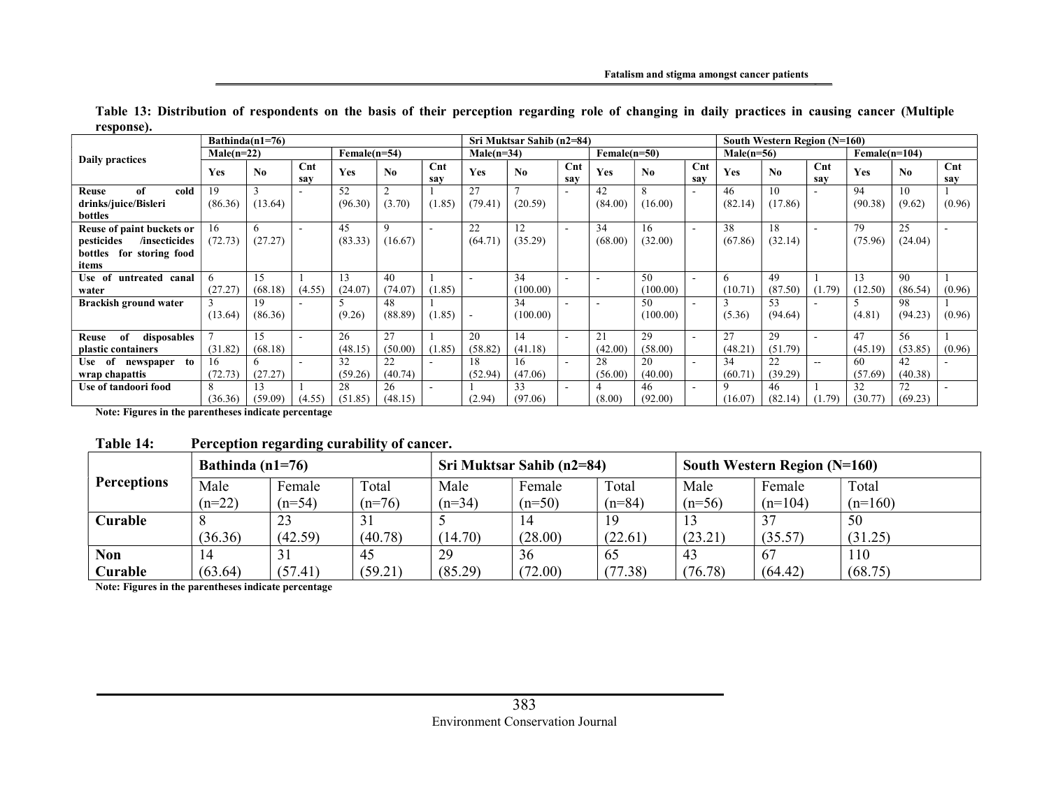**Table 13: Distribution of respondents on the basis of their perception regarding role of changing in daily practices in causing cancer (Multiple response).**

| Daily practices | Bathinda(n1=76) | | | | | | Sri Muktsar Sahib (n2=84) | | | | | | South Western Region (N=160) | | | | | |
|---|---|---|---|---|---|---|---|---|---|---|---|---|---|---|---|---|---|---|
| | Male(n=22) | | | Female(n=54) | | | Male(n=34) | | | Female(n=50) | | | Male(n=56) | | | Female(n=104) | | |
| | Yes | No | Cnt say | Yes | No | Cnt say | Yes | No | Cnt say | Yes | No | Cnt say | Yes | No | Cnt say | Yes | No | Cnt say |
| Reuse of cold drinks/juice/Bisleri bottles | 19 (86.36) | 3 (13.64) | - | 52 (96.30) | 2 (3.70) | 1 (1.85) | 27 (79.41) | 7 (20.59) | - | 42 (84.00) | 8 (16.00) | - | 46 (82.14) | 10 (17.86) | - | 94 (90.38) | 10 (9.62) | 1 (0.96) |
| Reuse of paint buckets or pesticides /insecticides bottles for storing food items | 16 (72.73) | 6 (27.27) | - | 45 (83.33) | 9 (16.67) | - | 22 (64.71) | 12 (35.29) | - | 34 (68.00) | 16 (32.00) | - | 38 (67.86) | 18 (32.14) | - | 79 (75.96) | 25 (24.04) | - |
| Use of untreated canal water | 6 (27.27) | 15 (68.18) | 1 (4.55) | 13 (24.07) | 40 (74.07) | 1 (1.85) | - | 34 (100.00) | - | - | 50 (100.00) | - | 6 (10.71) | 49 (87.50) | 1 (1.79) | 13 (12.50) | 90 (86.54) | 1 (0.96) |
| Brackish ground water | 3 (13.64) | 19 (86.36) | - | 5 (9.26) | 48 (88.89) | 1 (1.85) | - | 34 (100.00) | - | - | 50 (100.00) | - | 3 (5.36) | 53 (94.64) | - | 5 (4.81) | 98 (94.23) | 1 (0.96) |
| Reuse of disposables plastic containers | 7 (31.82) | 15 (68.18) | - | 26 (48.15) | 27 (50.00) | 1 (1.85) | 20 (58.82) | 14 (41.18) | - | 21 (42.00) | 29 (58.00) | - | 27 (48.21) | 29 (51.79) | - | 47 (45.19) | 56 (53.85) | 1 (0.96) |
| Use of newspaper to wrap chapattis | 16 (72.73) | 6 (27.27) | - | 32 (59.26) | 22 (40.74) | - | 18 (52.94) | 16 (47.06) | - | 28 (56.00) | 20 (40.00) | - | 34 (60.71) | 22 (39.29) | -- | 60 (57.69) | 42 (40.38) | - |
| Use of tandoori food | 8 (36.36) | 13 (59.09) | 1 (4.55) | 28 (51.85) | 26 (48.15) | - | 1 (2.94) | 33 (97.06) | - | 4 (8.00) | 46 (92.00) | - | 9 (16.07) | 46 (82.14) | 1 (1.79) | 32 (30.77) | 72 (69.23) | - |

**Note: Figures in the parentheses indicate percentage**

**Table 14: Perception regarding curability of cancer.**

| Perceptions | Bathinda (n1=76) | | | Sri Muktsar Sahib (n2=84) | | | South Western Region (N=160) | | |
|---|---|---|---|---|---|---|---|---|---|
| | Male (n=22) | Female (n=54) | Total (n=76) | Male (n=34) | Female (n=50) | Total (n=84) | Male (n=56) | Female (n=104) | Total (n=160) |
| **Curable** | 8 (36.36) | 23 (42.59) | 31 (40.78) | 5 (14.70) | 14 (28.00) | 19 (22.61) | 13 (23.21) | 37 (35.57) | 50 (31.25) |
| **Non Curable** | 14 (63.64) | 31 (57.41) | 45 (59.21) | 29 (85.29) | 36 (72.00) | 65 (77.38) | 43 (76.78) | 67 (64.42) | 110 (68.75) |

**Note: Figures in the parentheses indicate percentage**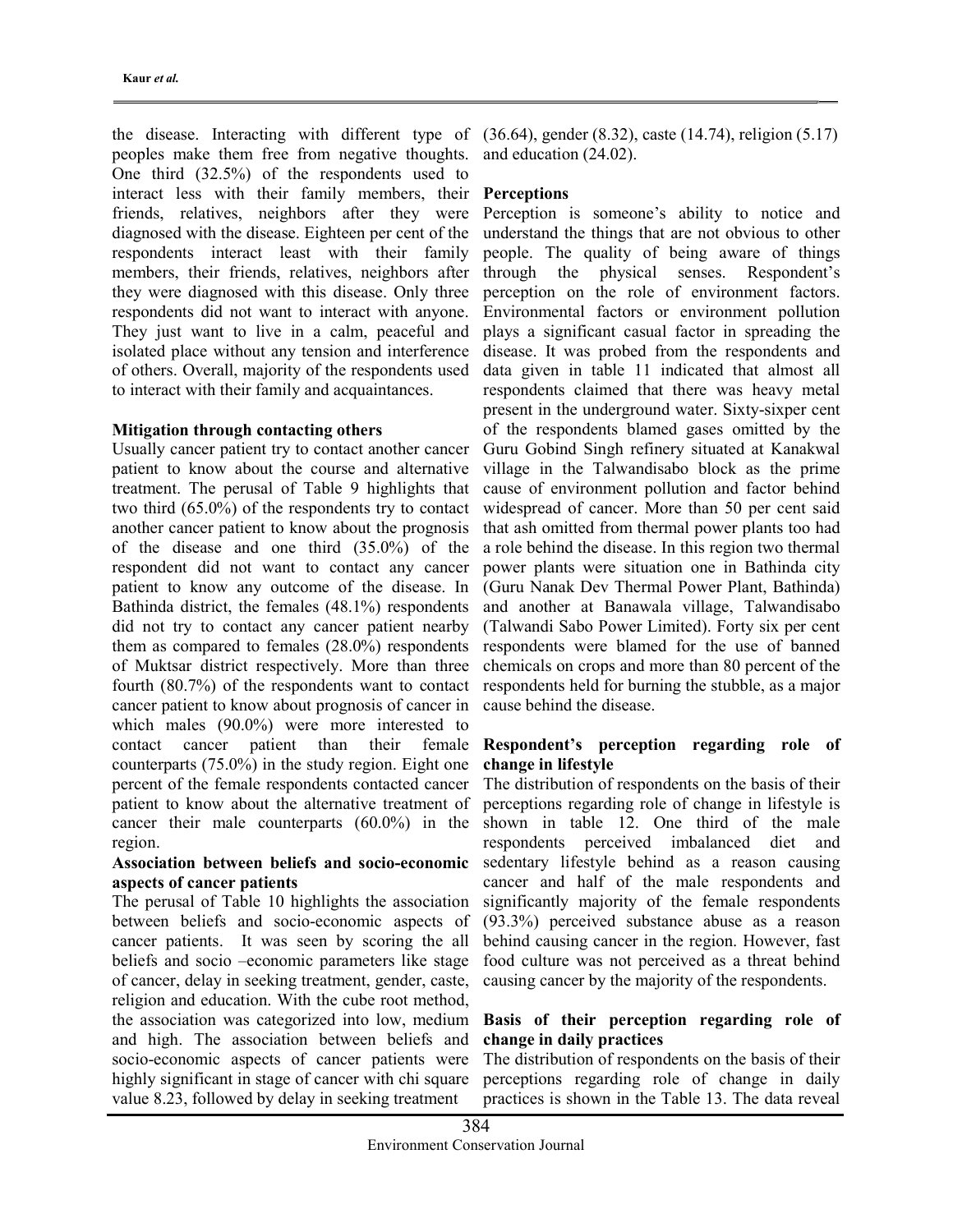the disease. Interacting with different type of peoples make them free from negative thoughts. One third (32.5%) of the respondents used to interact less with their family members, their friends, relatives, neighbors after they were diagnosed with the disease. Eighteen per cent of the respondents interact least with their family members, their friends, relatives, neighbors after they were diagnosed with this disease. Only three respondents did not want to interact with anyone. They just want to live in a calm, peaceful and isolated place without any tension and interference of others. Overall, majority of the respondents used to interact with their family and acquaintances.

### Mitigation through contacting others

Usually cancer patient try to contact another cancer patient to know about the course and alternative treatment. The perusal of Table 9 highlights that two third (65.0%) of the respondents try to contact another cancer patient to know about the prognosis of the disease and one third (35.0%) of the respondent did not want to contact any cancer patient to know any outcome of the disease. In Bathinda district, the females (48.1%) respondents did not try to contact any cancer patient nearby them as compared to females (28.0%) respondents of Muktsar district respectively. More than three fourth (80.7%) of the respondents want to contact cancer patient to know about prognosis of cancer in which males (90.0%) were more interested to contact cancer patient than their female counterparts (75.0%) in the study region. Eight one percent of the female respondents contacted cancer patient to know about the alternative treatment of cancer their male counterparts (60.0%) in the region.

### Association between beliefs and socio-economic aspects of cancer patients

The perusal of Table 10 highlights the association between beliefs and socio-economic aspects of cancer patients. It was seen by scoring the all beliefs and socio –economic parameters like stage of cancer, delay in seeking treatment, gender, caste, religion and education. With the cube root method, the association was categorized into low, medium and high. The association between beliefs and socio-economic aspects of cancer patients were highly significant in stage of cancer with chi square value 8.23, followed by delay in seeking treatment (36.64), gender (8.32), caste (14.74), religion (5.17) and education (24.02).

### Perceptions

Perception is someone's ability to notice and understand the things that are not obvious to other people. The quality of being aware of things through the physical senses. Respondent's perception on the role of environment factors. Environmental factors or environment pollution plays a significant casual factor in spreading the disease. It was probed from the respondents and data given in table 11 indicated that almost all respondents claimed that there was heavy metal present in the underground water. Sixty-sixper cent of the respondents blamed gases omitted by the Guru Gobind Singh refinery situated at Kanakwal village in the Talwandisabo block as the prime cause of environment pollution and factor behind widespread of cancer. More than 50 per cent said that ash omitted from thermal power plants too had a role behind the disease. In this region two thermal power plants were situation one in Bathinda city (Guru Nanak Dev Thermal Power Plant, Bathinda) and another at Banawala village, Talwandisabo (Talwandi Sabo Power Limited). Forty six per cent respondents were blamed for the use of banned chemicals on crops and more than 80 percent of the respondents held for burning the stubble, as a major cause behind the disease.

### Respondent's perception regarding role of change in lifestyle

The distribution of respondents on the basis of their perceptions regarding role of change in lifestyle is shown in table 12. One third of the male respondents perceived imbalanced diet and sedentary lifestyle behind as a reason causing cancer and half of the male respondents and significantly majority of the female respondents (93.3%) perceived substance abuse as a reason behind causing cancer in the region. However, fast food culture was not perceived as a threat behind causing cancer by the majority of the respondents.

### Basis of their perception regarding role of change in daily practices

The distribution of respondents on the basis of their perceptions regarding role of change in daily practices is shown in the Table 13. The data reveal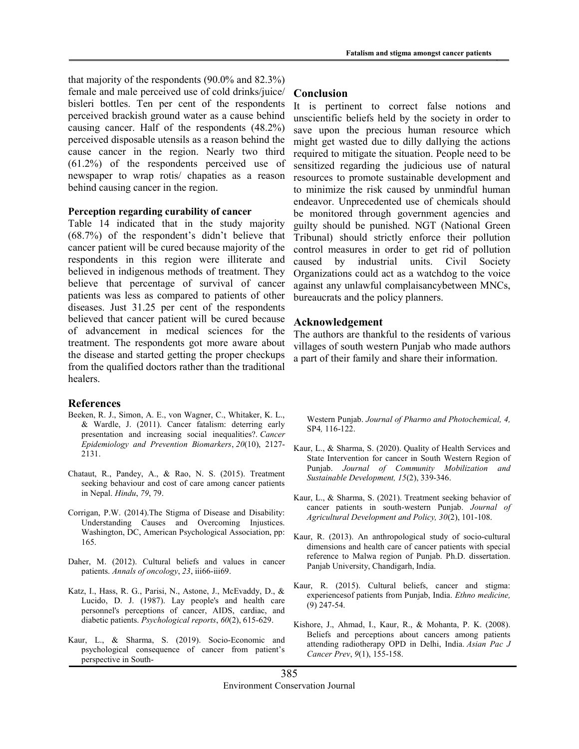that majority of the respondents (90.0% and 82.3%) female and male perceived use of cold drinks/juice/ bisleri bottles. Ten per cent of the respondents perceived brackish ground water as a cause behind causing cancer. Half of the respondents (48.2%) perceived disposable utensils as a reason behind the cause cancer in the region. Nearly two third (61.2%) of the respondents perceived use of newspaper to wrap rotis/ chapaties as a reason behind causing cancer in the region.

### Perception regarding curability of cancer

Table 14 indicated that in the study majority (68.7%) of the respondent's didn't believe that cancer patient will be cured because majority of the respondents in this region were illiterate and believed in indigenous methods of treatment. They believe that percentage of survival of cancer patients was less as compared to patients of other diseases. Just 31.25 per cent of the respondents believed that cancer patient will be cured because of advancement in medical sciences for the treatment. The respondents got more aware about the disease and started getting the proper checkups from the qualified doctors rather than the traditional healers.

## Conclusion

It is pertinent to correct false notions and unscientific beliefs held by the society in order to save upon the precious human resource which might get wasted due to dilly dallying the actions required to mitigate the situation. People need to be sensitized regarding the judicious use of natural resources to promote sustainable development and to minimize the risk caused by unmindful human endeavor. Unprecedented use of chemicals should be monitored through government agencies and guilty should be punished. NGT (National Green Tribunal) should strictly enforce their pollution control measures in order to get rid of pollution caused by industrial units. Civil Society Organizations could act as a watchdog to the voice against any unlawful complaisancybetween MNCs, bureaucrats and the policy planners.

## Acknowledgement

The authors are thankful to the residents of various villages of south western Punjab who made authors a part of their family and share their information.

## References

Beeken, R. J., Simon, A. E., von Wagner, C., Whitaker, K. L., & Wardle, J. (2011). Cancer fatalism: deterring early presentation and increasing social inequalities?. *Cancer Epidemiology and Prevention Biomarkers*, *20*(10), 2127-2131.

Chataut, R., Pandey, A., & Rao, N. S. (2015). Treatment seeking behaviour and cost of care among cancer patients in Nepal. *Hindu*, *79*, 79.

Corrigan, P.W. (2014).The Stigma of Disease and Disability: Understanding Causes and Overcoming Injustices. Washington, DC, American Psychological Association, pp: 165.

Daher, M. (2012). Cultural beliefs and values in cancer patients. *Annals of oncology*, *23*, iii66-iii69.

Katz, I., Hass, R. G., Parisi, N., Astone, J., McEvaddy, D., & Lucido, D. J. (1987). Lay people's and health care personnel's perceptions of cancer, AIDS, cardiac, and diabetic patients. *Psychological reports*, *60*(2), 615-629.

Kaur, L., & Sharma, S. (2019). Socio-Economic and psychological consequence of cancer from patient's perspective in South-Western Punjab. *Journal of Pharmo and Photochemical, 4,* SP4*,* 116-122.

Kaur, L., & Sharma, S. (2020). Quality of Health Services and State Intervention for cancer in South Western Region of Punjab. *Journal of Community Mobilization and Sustainable Development, 15*(2), 339-346.

Kaur, L., & Sharma, S. (2021). Treatment seeking behavior of cancer patients in south-western Punjab. *Journal of Agricultural Development and Policy, 30*(2), 101-108.

Kaur, R. (2013). An anthropological study of socio-cultural dimensions and health care of cancer patients with special reference to Malwa region of Punjab. Ph.D. dissertation. Panjab University, Chandigarh, India.

Kaur, R. (2015). Cultural beliefs, cancer and stigma: experiencesof patients from Punjab, India. *Ethno medicine,* (9) 247-54.

Kishore, J., Ahmad, I., Kaur, R., & Mohanta, P. K. (2008). Beliefs and perceptions about cancers among patients attending radiotherapy OPD in Delhi, India. *Asian Pac J Cancer Prev*, *9*(1), 155-158.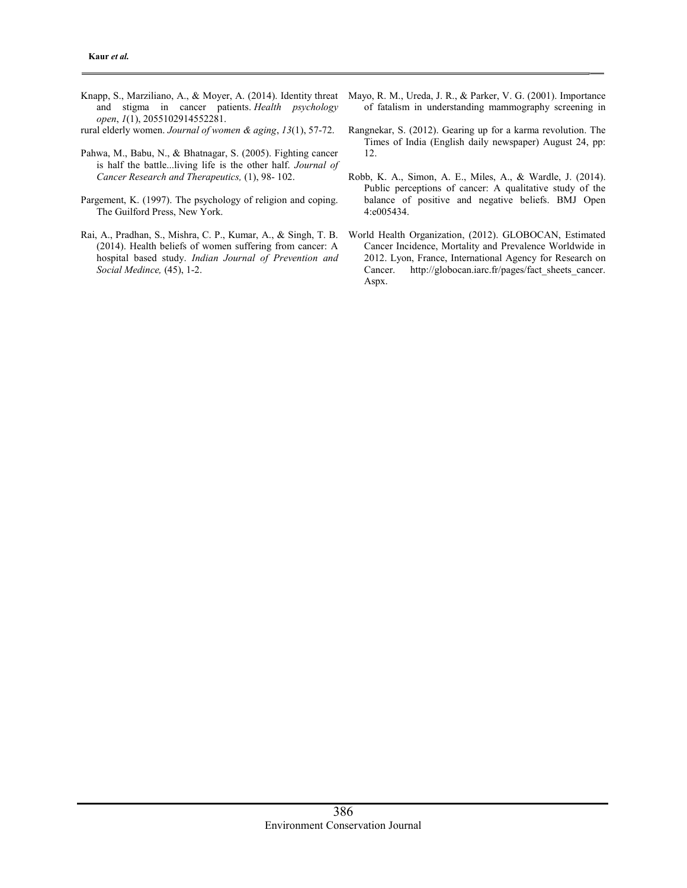Knapp, S., Marziliano, A., & Moyer, A. (2014). Identity threat and stigma in cancer patients. *Health psychology open*, *1*(1), 2055102914552281.

Mayo, R. M., Ureda, J. R., & Parker, V. G. (2001). Importance of fatalism in understanding mammography screening in rural elderly women. *Journal of women & aging*, *13*(1), 57-72.

Pahwa, M., Babu, N., & Bhatnagar, S. (2005). Fighting cancer is half the battle...living life is the other half. *Journal of Cancer Research and Therapeutics,* (1), 98- 102.

Pargement, K. (1997). The psychology of religion and coping. The Guilford Press, New York.

Rai, A., Pradhan, S., Mishra, C. P., Kumar, A., & Singh, T. B. (2014). Health beliefs of women suffering from cancer: A hospital based study. *Indian Journal of Prevention and Social Medince,* (45), 1-2.

Rangnekar, S. (2012). Gearing up for a karma revolution. The Times of India (English daily newspaper) August 24, pp: 12.

Robb, K. A., Simon, A. E., Miles, A., & Wardle, J. (2014). Public perceptions of cancer: A qualitative study of the balance of positive and negative beliefs. BMJ Open 4:e005434.

World Health Organization, (2012). GLOBOCAN, Estimated Cancer Incidence, Mortality and Prevalence Worldwide in 2012. Lyon, France, International Agency for Research on Cancer. http://globocan.iarc.fr/pages/fact_sheets_cancer. Aspx.